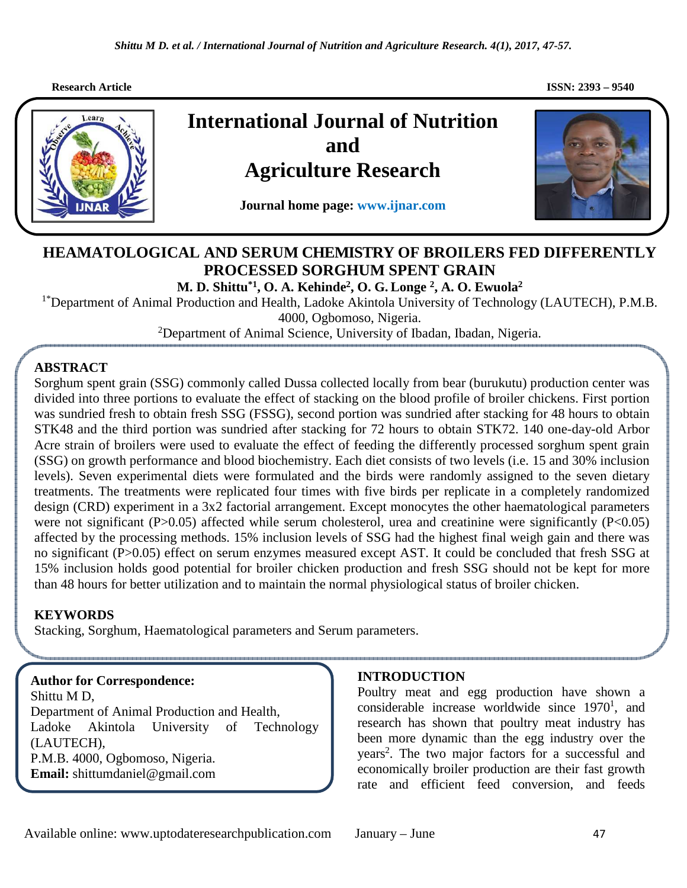Research Article

ISSN: 2393 – 9540

# International Journal of Nutrition and Agriculture Research

**Journal home page: www.ijnar.com**

# HEAMATOLOGICAL AND SERUM CHEMISTRY OF BROILERS FED DIFFERENTLY PROCESSED SORGHUM SPENT GRAIN

**M. D. Shittu*[1], O. A. Kehinde[2], O. G. Longe [2], A. O. Ewuola[2]**

[1*]Department of Animal Production and Health, Ladoke Akintola University of Technology (LAUTECH), P.M.B. 4000, Ogbomoso, Nigeria.

[2]Department of Animal Science, University of Ibadan, Ibadan, Nigeria.

## ABSTRACT

Sorghum spent grain (SSG) commonly called Dussa collected locally from bear (burukutu) production center was divided into three portions to evaluate the effect of stacking on the blood profile of broiler chickens. First portion was sundried fresh to obtain fresh SSG (FSSG), second portion was sundried after stacking for 48 hours to obtain STK48 and the third portion was sundried after stacking for 72 hours to obtain STK72. 140 one-day-old Arbor Acre strain of broilers were used to evaluate the effect of feeding the differently processed sorghum spent grain (SSG) on growth performance and blood biochemistry. Each diet consists of two levels (i.e. 15 and 30% inclusion levels). Seven experimental diets were formulated and the birds were randomly assigned to the seven dietary treatments. The treatments were replicated four times with five birds per replicate in a completely randomized design (CRD) experiment in a 3x2 factorial arrangement. Except monocytes the other haematological parameters were not significant ($P>0.05$) affected while serum cholesterol, urea and creatinine were significantly ($P<0.05$) affected by the processing methods. 15% inclusion levels of SSG had the highest final weigh gain and there was no significant ($P>0.05$) effect on serum enzymes measured except AST. It could be concluded that fresh SSG at 15% inclusion holds good potential for broiler chicken production and fresh SSG should not be kept for more than 48 hours for better utilization and to maintain the normal physiological status of broiler chicken.

## KEYWORDS

Stacking, Sorghum, Haematological parameters and Serum parameters.

**Author for Correspondence:**

Shittu M D,

Department of Animal Production and Health,

Ladoke Akintola University of Technology (LAUTECH),

P.M.B. 4000, Ogbomoso, Nigeria.

**Email:** shittumdaniel@gmail.com

## INTRODUCTION

Poultry meat and egg production have shown a considerable increase worldwide since 1970[1], and research has shown that poultry meat industry has been more dynamic than the egg industry over the years[2]. The two major factors for a successful and economically broiler production are their fast growth rate and efficient feed conversion, and feeds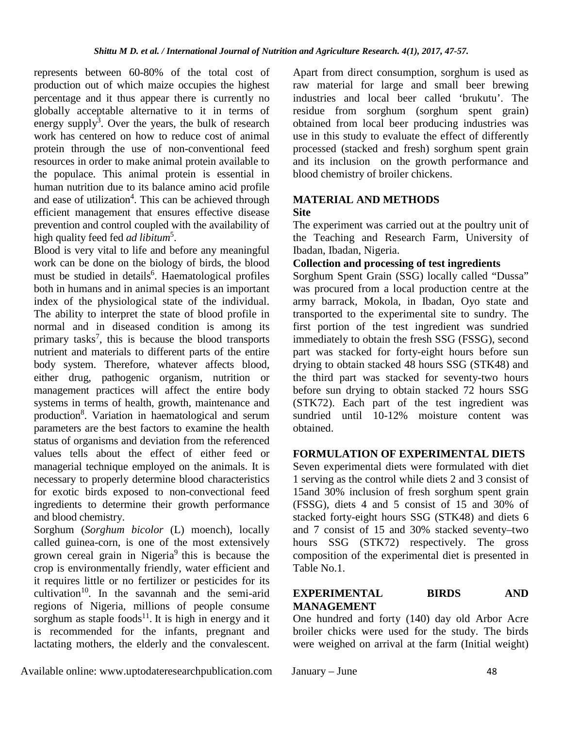represents between 60-80% of the total cost of production out of which maize occupies the highest percentage and it thus appear there is currently no globally acceptable alternative to it in terms of energy supply[3]. Over the years, the bulk of research work has centered on how to reduce cost of animal protein through the use of non-conventional feed resources in order to make animal protein available to the populace. This animal protein is essential in human nutrition due to its balance amino acid profile and ease of utilization[4]. This can be achieved through efficient management that ensures effective disease prevention and control coupled with the availability of high quality feed fed *ad libitum*[5].

Blood is very vital to life and before any meaningful work can be done on the biology of birds, the blood must be studied in details[6]. Haematological profiles both in humans and in animal species is an important index of the physiological state of the individual. The ability to interpret the state of blood profile in normal and in diseased condition is among its primary tasks[7], this is because the blood transports nutrient and materials to different parts of the entire body system. Therefore, whatever affects blood, either drug, pathogenic organism, nutrition or management practices will affect the entire body systems in terms of health, growth, maintenance and production[8]. Variation in haematological and serum parameters are the best factors to examine the health status of organisms and deviation from the referenced values tells about the effect of either feed or managerial technique employed on the animals. It is necessary to properly determine blood characteristics for exotic birds exposed to non-convectional feed ingredients to determine their growth performance and blood chemistry.

Sorghum (*Sorghum bicolor* (L) moench), locally called guinea-corn, is one of the most extensively grown cereal grain in Nigeria[9] this is because the crop is environmentally friendly, water efficient and it requires little or no fertilizer or pesticides for its cultivation[10]. In the savannah and the semi-arid regions of Nigeria, millions of people consume sorghum as staple foods[11]. It is high in energy and it is recommended for the infants, pregnant and lactating mothers, the elderly and the convalescent. Apart from direct consumption, sorghum is used as raw material for large and small beer brewing industries and local beer called 'brukutu'. The residue from sorghum (sorghum spent grain) obtained from local beer producing industries was use in this study to evaluate the effect of differently processed (stacked and fresh) sorghum spent grain and its inclusion on the growth performance and blood chemistry of broiler chickens.

## MATERIAL AND METHODS

### Site

The experiment was carried out at the poultry unit of the Teaching and Research Farm, University of Ibadan, Ibadan, Nigeria.

### Collection and processing of test ingredients

Sorghum Spent Grain (SSG) locally called "Dussa" was procured from a local production centre at the army barrack, Mokola, in Ibadan, Oyo state and transported to the experimental site to sundry. The first portion of the test ingredient was sundried immediately to obtain the fresh SSG (FSSG), second part was stacked for forty-eight hours before sun drying to obtain stacked 48 hours SSG (STK48) and the third part was stacked for seventy-two hours before sun drying to obtain stacked 72 hours SSG (STK72). Each part of the test ingredient was sundried until 10-12% moisture content was obtained.

## FORMULATION OF EXPERIMENTAL DIETS

Seven experimental diets were formulated with diet 1 serving as the control while diets 2 and 3 consist of 15and 30% inclusion of fresh sorghum spent grain (FSSG), diets 4 and 5 consist of 15 and 30% of stacked forty-eight hours SSG (STK48) and diets 6 and 7 consist of 15 and 30% stacked seventy–two hours SSG (STK72) respectively. The gross composition of the experimental diet is presented in Table No.1.

## EXPERIMENTAL BIRDS AND MANAGEMENT

One hundred and forty (140) day old Arbor Acre broiler chicks were used for the study. The birds were weighed on arrival at the farm (Initial weight)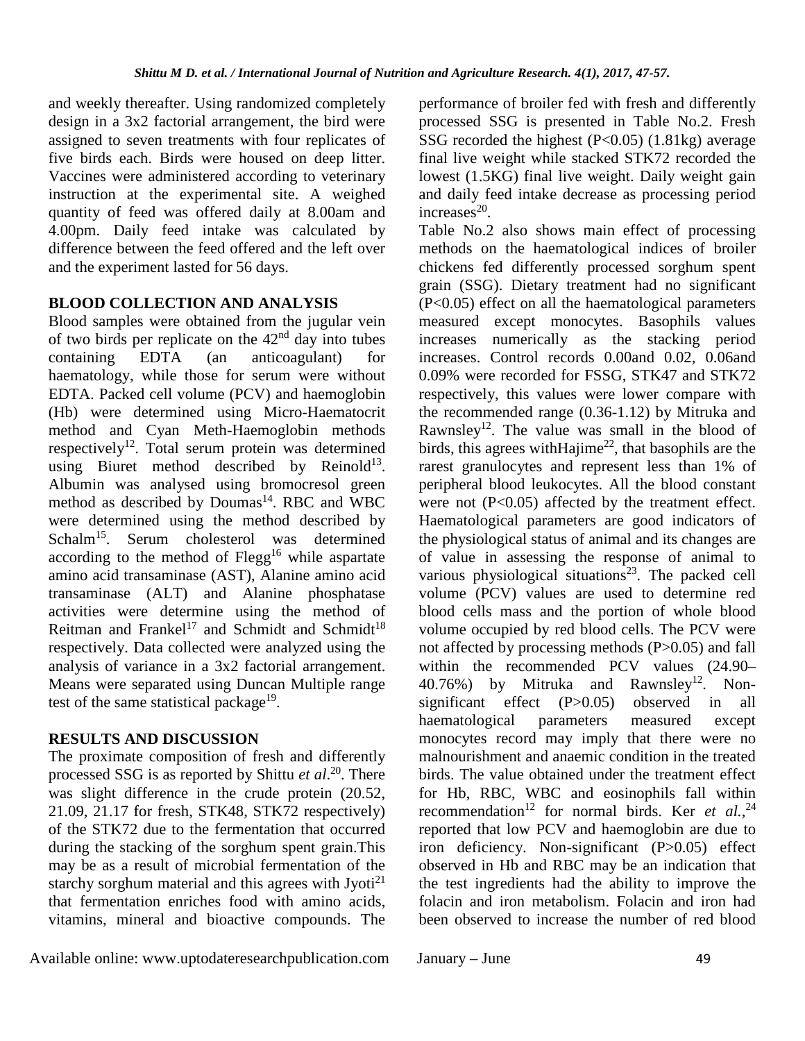and weekly thereafter. Using randomized completely design in a 3x2 factorial arrangement, the bird were assigned to seven treatments with four replicates of five birds each. Birds were housed on deep litter. Vaccines were administered according to veterinary instruction at the experimental site. A weighed quantity of feed was offered daily at 8.00am and 4.00pm. Daily feed intake was calculated by difference between the feed offered and the left over and the experiment lasted for 56 days.

## BLOOD COLLECTION AND ANALYSIS

Blood samples were obtained from the jugular vein of two birds per replicate on the 42nd day into tubes containing EDTA (an anticoagulant) for haematology, while those for serum were without EDTA. Packed cell volume (PCV) and haemoglobin (Hb) were determined using Micro-Haematocrit method and Cyan Meth-Haemoglobin methods respectively[12]. Total serum protein was determined using Biuret method described by Reinold[13]. Albumin was analysed using bromocresol green method as described by Doumas[14]. RBC and WBC were determined using the method described by Schalm[15]. Serum cholesterol was determined according to the method of Flegg[16] while aspartate amino acid transaminase (AST), Alanine amino acid transaminase (ALT) and Alanine phosphatase activities were determine using the method of Reitman and Frankel[17] and Schmidt and Schmidt[18] respectively. Data collected were analyzed using the analysis of variance in a 3x2 factorial arrangement. Means were separated using Duncan Multiple range test of the same statistical package[19].

## RESULTS AND DISCUSSION

The proximate composition of fresh and differently processed SSG is as reported by Shittu *et al*.[20]. There was slight difference in the crude protein (20.52, 21.09, 21.17 for fresh, STK48, STK72 respectively) of the STK72 due to the fermentation that occurred during the stacking of the sorghum spent grain.This may be as a result of microbial fermentation of the starchy sorghum material and this agrees with Jyoti[21] that fermentation enriches food with amino acids, vitamins, mineral and bioactive compounds. The performance of broiler fed with fresh and differently processed SSG is presented in Table No.2. Fresh SSG recorded the highest ($P<0.05$) (1.81kg) average final live weight while stacked STK72 recorded the lowest (1.5KG) final live weight. Daily weight gain and daily feed intake decrease as processing period increases[20].

Table No.2 also shows main effect of processing methods on the haematological indices of broiler chickens fed differently processed sorghum spent grain (SSG). Dietary treatment had no significant ($P<0.05$) effect on all the haematological parameters measured except monocytes. Basophils values increases numerically as the stacking period increases. Control records 0.00and 0.02, 0.06and 0.09% were recorded for FSSG, STK47 and STK72 respectively, this values were lower compare with the recommended range (0.36-1.12) by Mitruka and Rawnsley[12]. The value was small in the blood of birds, this agrees withHajime[22], that basophils are the rarest granulocytes and represent less than 1% of peripheral blood leukocytes. All the blood constant were not ($P<0.05$) affected by the treatment effect. Haematological parameters are good indicators of the physiological status of animal and its changes are of value in assessing the response of animal to various physiological situations[23]. The packed cell volume (PCV) values are used to determine red blood cells mass and the portion of whole blood volume occupied by red blood cells. The PCV were not affected by processing methods ($P>0.05$) and fall within the recommended PCV values (24.90–40.76%) by Mitruka and Rawnsley[12]. Non-significant effect ($P>0.05$) observed in all haematological parameters measured except monocytes record may imply that there were no malnourishment and anaemic condition in the treated birds. The value obtained under the treatment effect for Hb, RBC, WBC and eosinophils fall within recommendation[12] for normal birds. Ker *et al.*,[24] reported that low PCV and haemoglobin are due to iron deficiency. Non-significant ($P>0.05$) effect observed in Hb and RBC may be an indication that the test ingredients had the ability to improve the folacin and iron metabolism. Folacin and iron had been observed to increase the number of red blood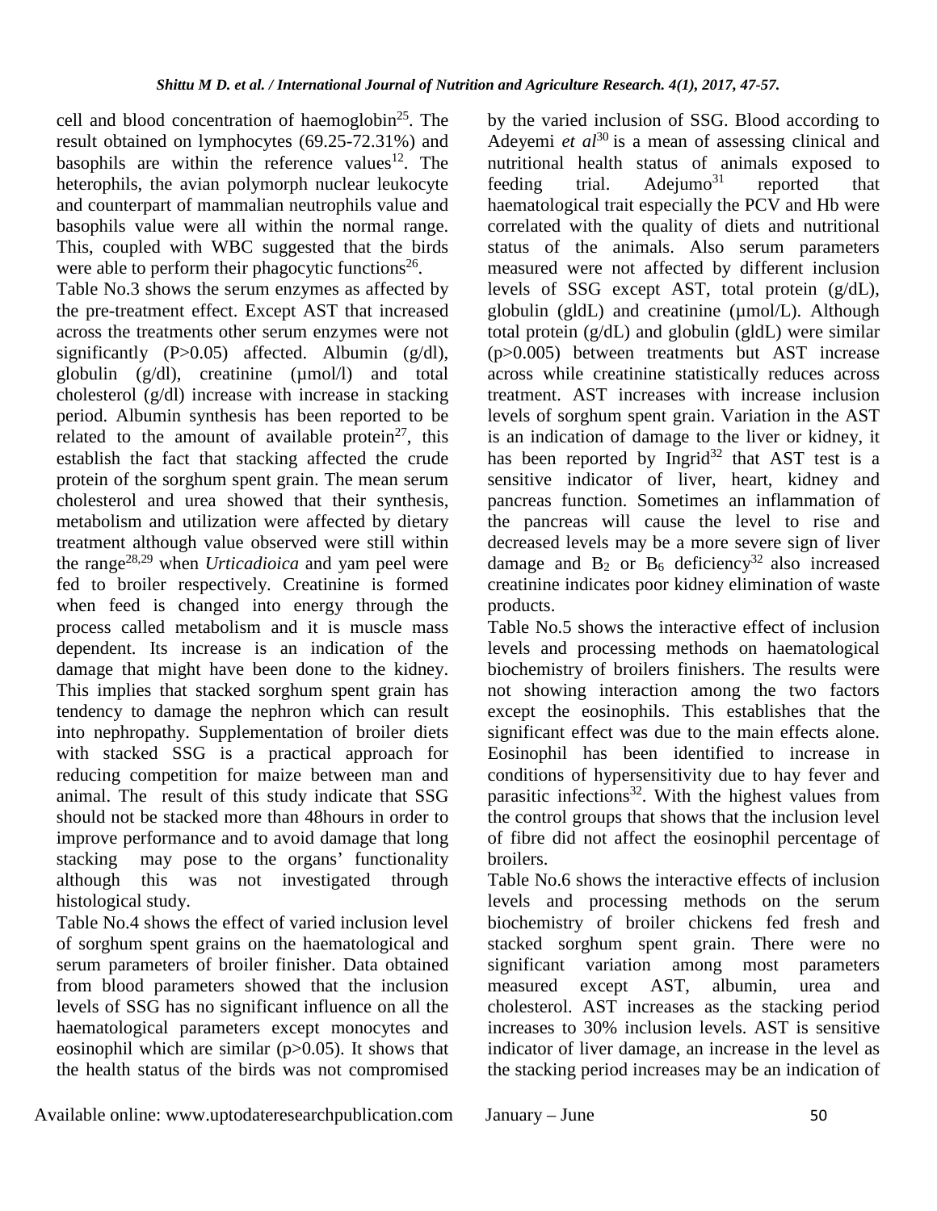cell and blood concentration of haemoglobin[25]. The result obtained on lymphocytes (69.25-72.31%) and basophils are within the reference values[12]. The heterophils, the avian polymorph nuclear leukocyte and counterpart of mammalian neutrophils value and basophils value were all within the normal range. This, coupled with WBC suggested that the birds were able to perform their phagocytic functions[26].

Table No.3 shows the serum enzymes as affected by the pre-treatment effect. Except AST that increased across the treatments other serum enzymes were not significantly (P>0.05) affected. Albumin (g/dl), globulin (g/dl), creatinine (µmol/l) and total cholesterol (g/dl) increase with increase in stacking period. Albumin synthesis has been reported to be related to the amount of available protein[27], this establish the fact that stacking affected the crude protein of the sorghum spent grain. The mean serum cholesterol and urea showed that their synthesis, metabolism and utilization were affected by dietary treatment although value observed were still within the range[28,29] when *Urticadioica* and yam peel were fed to broiler respectively. Creatinine is formed when feed is changed into energy through the process called metabolism and it is muscle mass dependent. Its increase is an indication of the damage that might have been done to the kidney. This implies that stacked sorghum spent grain has tendency to damage the nephron which can result into nephropathy. Supplementation of broiler diets with stacked SSG is a practical approach for reducing competition for maize between man and animal. The result of this study indicate that SSG should not be stacked more than 48hours in order to improve performance and to avoid damage that long stacking may pose to the organs' functionality although this was not investigated through histological study.

Table No.4 shows the effect of varied inclusion level of sorghum spent grains on the haematological and serum parameters of broiler finisher. Data obtained from blood parameters showed that the inclusion levels of SSG has no significant influence on all the haematological parameters except monocytes and eosinophil which are similar (p>0.05). It shows that the health status of the birds was not compromised by the varied inclusion of SSG. Blood according to Adeyemi *et al*[30] is a mean of assessing clinical and nutritional health status of animals exposed to feeding trial. Adejumo[31] reported that haematological trait especially the PCV and Hb were correlated with the quality of diets and nutritional status of the animals. Also serum parameters measured were not affected by different inclusion levels of SSG except AST, total protein (g/dL), globulin (gldL) and creatinine (µmol/L). Although total protein (g/dL) and globulin (gldL) were similar (p>0.005) between treatments but AST increase across while creatinine statistically reduces across treatment. AST increases with increase inclusion levels of sorghum spent grain. Variation in the AST is an indication of damage to the liver or kidney, it has been reported by Ingrid[32] that AST test is a sensitive indicator of liver, heart, kidney and pancreas function. Sometimes an inflammation of the pancreas will cause the level to rise and decreased levels may be a more severe sign of liver damage and $B_2$ or $B_6$ deficiency[32] also increased creatinine indicates poor kidney elimination of waste products.

Table No.5 shows the interactive effect of inclusion levels and processing methods on haematological biochemistry of broilers finishers. The results were not showing interaction among the two factors except the eosinophils. This establishes that the significant effect was due to the main effects alone. Eosinophil has been identified to increase in conditions of hypersensitivity due to hay fever and parasitic infections[32]. With the highest values from the control groups that shows that the inclusion level of fibre did not affect the eosinophil percentage of broilers.

Table No.6 shows the interactive effects of inclusion levels and processing methods on the serum biochemistry of broiler chickens fed fresh and stacked sorghum spent grain. There were no significant variation among most parameters measured except AST, albumin, urea and cholesterol. AST increases as the stacking period increases to 30% inclusion levels. AST is sensitive indicator of liver damage, an increase in the level as the stacking period increases may be an indication of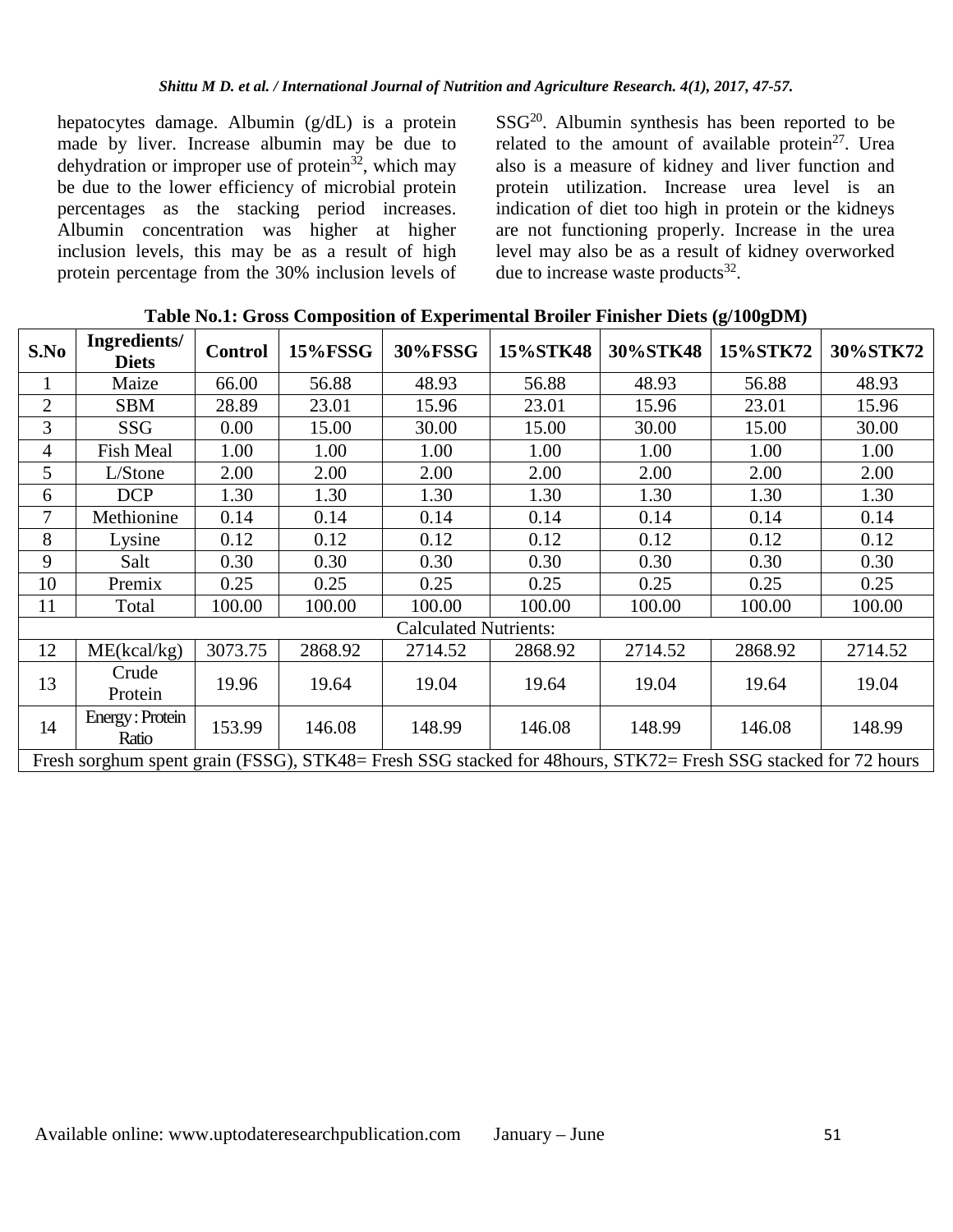hepatocytes damage. Albumin (g/dL) is a protein made by liver. Increase albumin may be due to dehydration or improper use of protein[32], which may be due to the lower efficiency of microbial protein percentages as the stacking period increases. Albumin concentration was higher at higher inclusion levels, this may be as a result of high protein percentage from the 30% inclusion levels of SSG[20]. Albumin synthesis has been reported to be related to the amount of available protein[27]. Urea also is a measure of kidney and liver function and protein utilization. Increase urea level is an indication of diet too high in protein or the kidneys are not functioning properly. Increase in the urea level may also be as a result of kidney overworked due to increase waste products[32].

**Table No.1: Gross Composition of Experimental Broiler Finisher Diets (g/100gDM)**

| S.No | Ingredients/ Diets | Control | 15%FSSG | 30%FSSG | 15%STK48 | 30%STK48 | 15%STK72 | 30%STK72 |
|---|---|---|---|---|---|---|---|---|
| 1 | Maize | 66.00 | 56.88 | 48.93 | 56.88 | 48.93 | 56.88 | 48.93 |
| 2 | SBM | 28.89 | 23.01 | 15.96 | 23.01 | 15.96 | 23.01 | 15.96 |
| 3 | SSG | 0.00 | 15.00 | 30.00 | 15.00 | 30.00 | 15.00 | 30.00 |
| 4 | Fish Meal | 1.00 | 1.00 | 1.00 | 1.00 | 1.00 | 1.00 | 1.00 |
| 5 | L/Stone | 2.00 | 2.00 | 2.00 | 2.00 | 2.00 | 2.00 | 2.00 |
| 6 | DCP | 1.30 | 1.30 | 1.30 | 1.30 | 1.30 | 1.30 | 1.30 |
| 7 | Methionine | 0.14 | 0.14 | 0.14 | 0.14 | 0.14 | 0.14 | 0.14 |
| 8 | Lysine | 0.12 | 0.12 | 0.12 | 0.12 | 0.12 | 0.12 | 0.12 |
| 9 | Salt | 0.30 | 0.30 | 0.30 | 0.30 | 0.30 | 0.30 | 0.30 |
| 10 | Premix | 0.25 | 0.25 | 0.25 | 0.25 | 0.25 | 0.25 | 0.25 |
| 11 | Total | 100.00 | 100.00 | 100.00 | 100.00 | 100.00 | 100.00 | 100.00 |
| Calculated Nutrients: | | | | | | | | |
| 12 | ME(kcal/kg) | 3073.75 | 2868.92 | 2714.52 | 2868.92 | 2714.52 | 2868.92 | 2714.52 |
| 13 | Crude Protein | 19.96 | 19.64 | 19.04 | 19.64 | 19.04 | 19.64 | 19.04 |
| 14 | Energy : Protein Ratio | 153.99 | 146.08 | 148.99 | 146.08 | 148.99 | 146.08 | 148.99 |

Fresh sorghum spent grain (FSSG), STK48= Fresh SSG stacked for 48hours, STK72= Fresh SSG stacked for 72 hours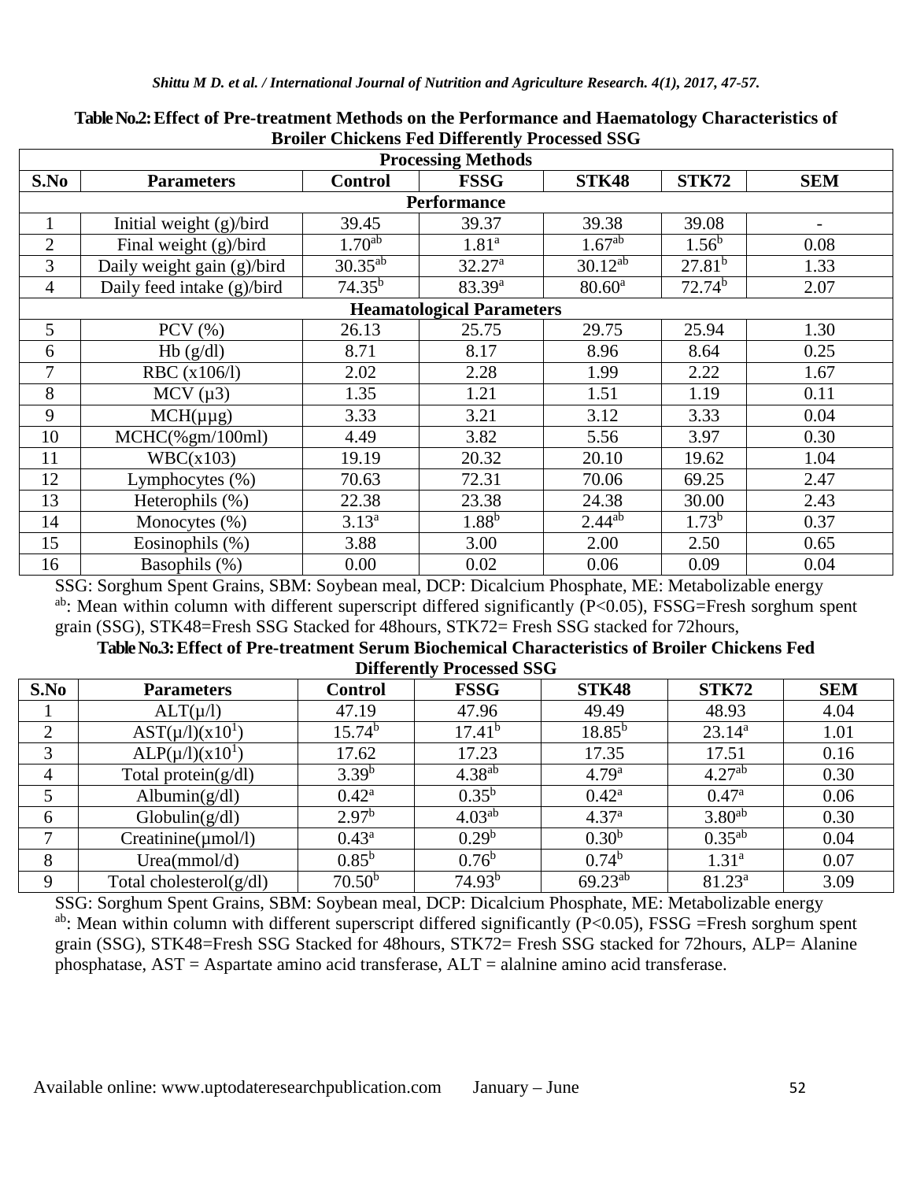**Table No.2: Effect of Pre-treatment Methods on the Performance and Haematology Characteristics of Broiler Chickens Fed Differently Processed SSG**

| S.No | Parameters | Processing Methods | | | | |
|---|---|---|---|---|---|---|
| | | Control | FSSG | STK48 | STK72 | SEM |
| | **Performance** | | | | | |
| 1 | Initial weight (g)/bird | 39.45 | 39.37 | 39.38 | 39.08 | - |
| 2 | Final weight (g)/bird | $1.70^{ab}$ | $1.81^{a}$ | $1.67^{ab}$ | $1.56^{b}$ | 0.08 |
| 3 | Daily weight gain (g)/bird | $30.35^{ab}$ | $32.27^{a}$ | $30.12^{ab}$ | $27.81^{b}$ | 1.33 |
| 4 | Daily feed intake (g)/bird | $74.35^{b}$ | $83.39^{a}$ | $80.60^{a}$ | $72.74^{b}$ | 2.07 |
| | **Heamatological Parameters** | | | | | |
| 5 | PCV (%) | 26.13 | 25.75 | 29.75 | 25.94 | 1.30 |
| 6 | Hb (g/dl) | 8.71 | 8.17 | 8.96 | 8.64 | 0.25 |
| 7 | RBC (x106/l) | 2.02 | 2.28 | 1.99 | 2.22 | 1.67 |
| 8 | MCV (µ3) | 1.35 | 1.21 | 1.51 | 1.19 | 0.11 |
| 9 | MCH(µµg) | 3.33 | 3.21 | 3.12 | 3.33 | 0.04 |
| 10 | MCHC(%gm/100ml) | 4.49 | 3.82 | 5.56 | 3.97 | 0.30 |
| 11 | WBC(x103) | 19.19 | 20.32 | 20.10 | 19.62 | 1.04 |
| 12 | Lymphocytes (%) | 70.63 | 72.31 | 70.06 | 69.25 | 2.47 |
| 13 | Heterophils (%) | 22.38 | 23.38 | 24.38 | 30.00 | 2.43 |
| 14 | Monocytes (%) | $3.13^{a}$ | $1.88^{b}$ | $2.44^{ab}$ | $1.73^{b}$ | 0.37 |
| 15 | Eosinophils (%) | 3.88 | 3.00 | 2.00 | 2.50 | 0.65 |
| 16 | Basophils (%) | 0.00 | 0.02 | 0.06 | 0.09 | 0.04 |

SSG: Sorghum Spent Grains, SBM: Soybean meal, DCP: Dicalcium Phosphate, ME: Metabolizable energy
[ab]: Mean within column with different superscript differed significantly ($P<0.05$), FSSG=Fresh sorghum spent grain (SSG), STK48=Fresh SSG Stacked for 48hours, STK72= Fresh SSG stacked for 72hours,

**Table No.3: Effect of Pre-treatment Serum Biochemical Characteristics of Broiler Chickens Fed Differently Processed SSG**

| S.No | Parameters | Control | FSSG | STK48 | STK72 | SEM |
|---|---|---|---|---|---|---|
| 1 | ALT(µ/l) | 47.19 | 47.96 | 49.49 | 48.93 | 4.04 |
| 2 | AST(µ/l)($x10^1$) | $15.74^{b}$ | $17.41^{b}$ | $18.85^{b}$ | $23.14^{a}$ | 1.01 |
| 3 | ALP(µ/l)($x10^1$) | 17.62 | 17.23 | 17.35 | 17.51 | 0.16 |
| 4 | Total protein(g/dl) | $3.39^{b}$ | $4.38^{ab}$ | $4.79^{a}$ | $4.27^{ab}$ | 0.30 |
| 5 | Albumin(g/dl) | $0.42^{a}$ | $0.35^{b}$ | $0.42^{a}$ | $0.47^{a}$ | 0.06 |
| 6 | Globulin(g/dl) | $2.97^{b}$ | $4.03^{ab}$ | $4.37^{a}$ | $3.80^{ab}$ | 0.30 |
| 7 | Creatinine(µmol/l) | $0.43^{a}$ | $0.29^{b}$ | $0.30^{b}$ | $0.35^{ab}$ | 0.04 |
| 8 | Urea(mmol/d) | $0.85^{b}$ | $0.76^{b}$ | $0.74^{b}$ | $1.31^{a}$ | 0.07 |
| 9 | Total cholesterol(g/dl) | $70.50^{b}$ | $74.93^{b}$ | $69.23^{ab}$ | $81.23^{a}$ | 3.09 |

SSG: Sorghum Spent Grains, SBM: Soybean meal, DCP: Dicalcium Phosphate, ME: Metabolizable energy
[ab]: Mean within column with different superscript differed significantly ($P<0.05$), FSSG =Fresh sorghum spent grain (SSG), STK48=Fresh SSG Stacked for 48hours, STK72= Fresh SSG stacked for 72hours, ALP= Alanine phosphatase, AST = Aspartate amino acid transferase, ALT = alalnine amino acid transferase.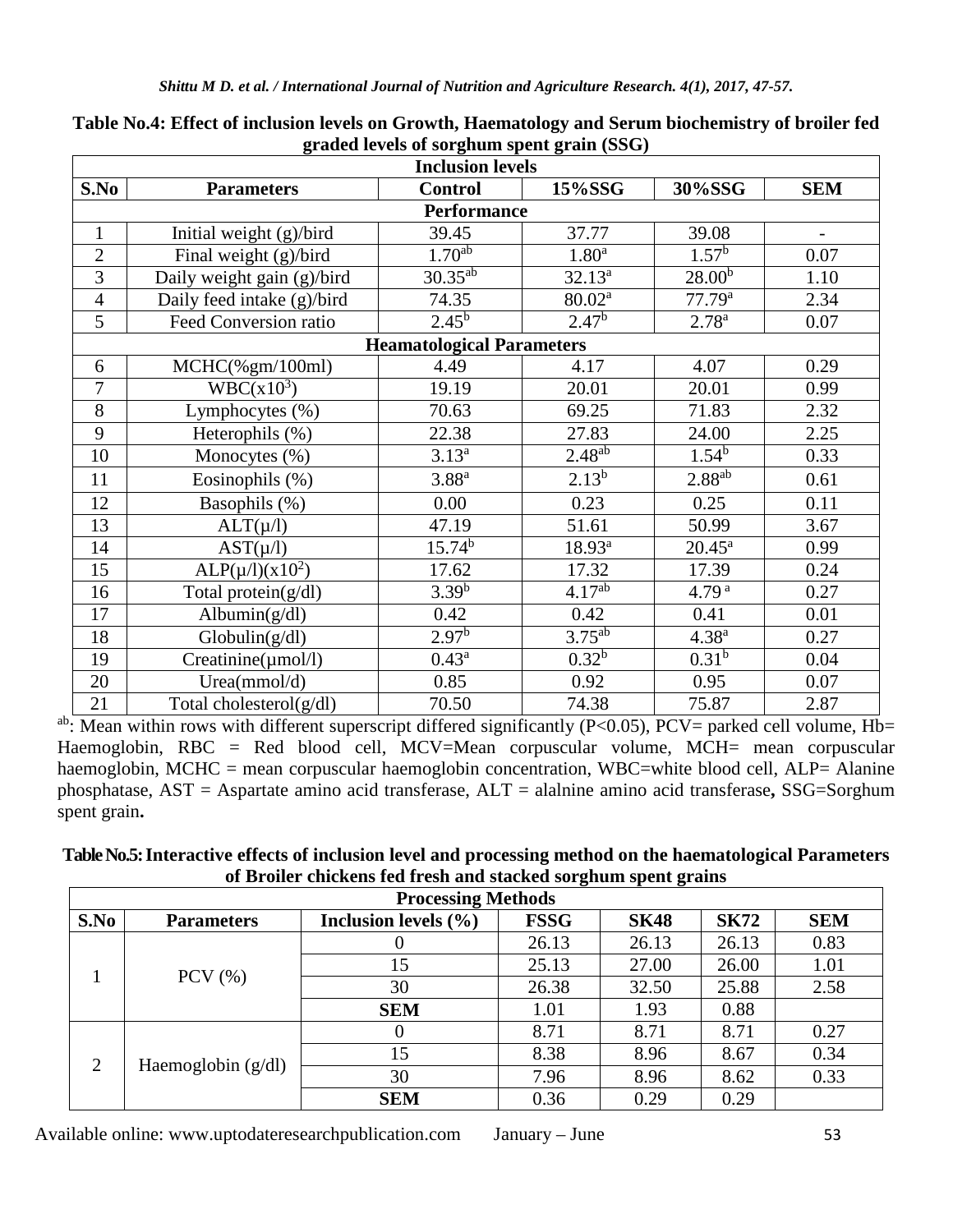**Table No.4: Effect of inclusion levels on Growth, Haematology and Serum biochemistry of broiler fed graded levels of sorghum spent grain (SSG)**

| | | Inclusion levels | | | |
|---|---|---|---|---|---|
| **S.No** | **Parameters** | **Control** | **15%SSG** | **30%SSG** | **SEM** |
| | | **Performance** | | | |
| 1 | Initial weight (g)/bird | 39.45 | 37.77 | 39.08 | - |
| 2 | Final weight (g)/bird | $1.70^{ab}$ | $1.80^{a}$ | $1.57^{b}$ | 0.07 |
| 3 | Daily weight gain (g)/bird | $30.35^{ab}$ | $32.13^{a}$ | $28.00^{b}$ | 1.10 |
| 4 | Daily feed intake (g)/bird | 74.35 | $80.02^{a}$ | $77.79^{a}$ | 2.34 |
| 5 | Feed Conversion ratio | $2.45^{b}$ | $2.47^{b}$ | $2.78^{a}$ | 0.07 |
| | | **Heamatological Parameters** | | | |
| 6 | MCHC(%gm/100ml) | 4.49 | 4.17 | 4.07 | 0.29 |
| 7 | WBC($x10^3$) | 19.19 | 20.01 | 20.01 | 0.99 |
| 8 | Lymphocytes (%) | 70.63 | 69.25 | 71.83 | 2.32 |
| 9 | Heterophils (%) | 22.38 | 27.83 | 24.00 | 2.25 |
| 10 | Monocytes (%) | $3.13^{a}$ | $2.48^{ab}$ | $1.54^{b}$ | 0.33 |
| 11 | Eosinophils (%) | $3.88^{a}$ | $2.13^{b}$ | $2.88^{ab}$ | 0.61 |
| 12 | Basophils (%) | 0.00 | 0.23 | 0.25 | 0.11 |
| 13 | ALT(µ/l) | 47.19 | 51.61 | 50.99 | 3.67 |
| 14 | AST(µ/l) | $15.74^{b}$ | $18.93^{a}$ | $20.45^{a}$ | 0.99 |
| 15 | ALP(µ/l)($x10^2$) | 17.62 | 17.32 | 17.39 | 0.24 |
| 16 | Total protein(g/dl) | $3.39^{b}$ | $4.17^{ab}$ | $4.79^{a}$ | 0.27 |
| 17 | Albumin(g/dl) | 0.42 | 0.42 | 0.41 | 0.01 |
| 18 | Globulin(g/dl) | $2.97^{b}$ | $3.75^{ab}$ | $4.38^{a}$ | 0.27 |
| 19 | Creatinine(µmol/l) | $0.43^{a}$ | $0.32^{b}$ | $0.31^{b}$ | 0.04 |
| 20 | Urea(mmol/d) | 0.85 | 0.92 | 0.95 | 0.07 |
| 21 | Total cholesterol(g/dl) | 70.50 | 74.38 | 75.87 | 2.87 |

[ab]: Mean within rows with different superscript differed significantly ($P<0.05$), PCV= parked cell volume, Hb= Haemoglobin, RBC = Red blood cell, MCV=Mean corpuscular volume, MCH= mean corpuscular haemoglobin, MCHC = mean corpuscular haemoglobin concentration, WBC=white blood cell, ALP= Alanine phosphatase, AST = Aspartate amino acid transferase, ALT = alalnine amino acid transferase**,** SSG=Sorghum spent grain**.**

**Table No.5: Interactive effects of inclusion level and processing method on the haematological Parameters of Broiler chickens fed fresh and stacked sorghum spent grains**

| | | | Processing Methods | | | |
|---|---|---|---|---|---|---|
| **S.No** | **Parameters** | **Inclusion levels (%)** | **FSSG** | **SK48** | **SK72** | **SEM** |
| 1 | PCV (%) | 0 | 26.13 | 26.13 | 26.13 | 0.83 |
| | | 15 | 25.13 | 27.00 | 26.00 | 1.01 |
| | | 30 | 26.38 | 32.50 | 25.88 | 2.58 |
| | | **SEM** | 1.01 | 1.93 | 0.88 | |
| 2 | Haemoglobin (g/dl) | 0 | 8.71 | 8.71 | 8.71 | 0.27 |
| | | 15 | 8.38 | 8.96 | 8.67 | 0.34 |
| | | 30 | 7.96 | 8.96 | 8.62 | 0.33 |
| | | **SEM** | 0.36 | 0.29 | 0.29 | |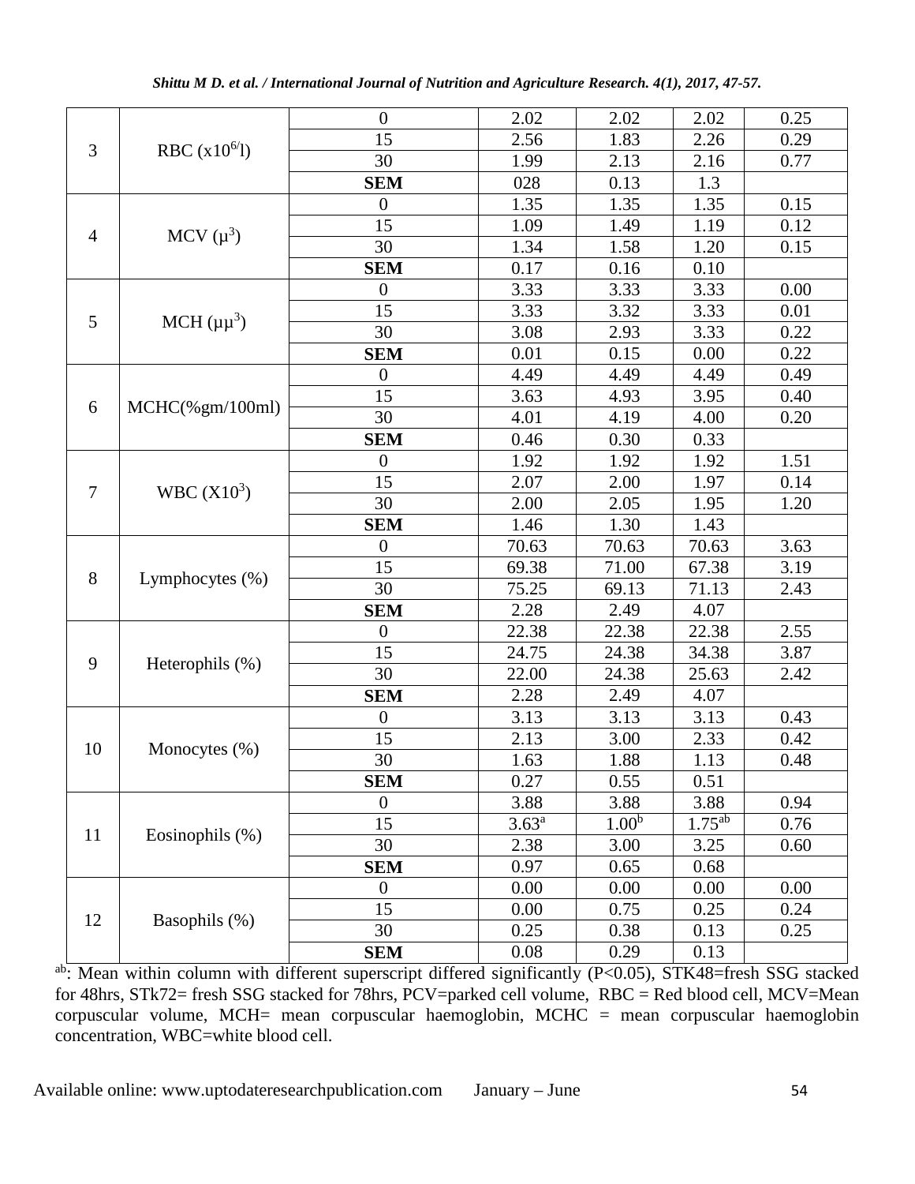| | | | | | | |
|---|---|---|---|---|---|---|
| 3 | RBC ($x10^{6/}l$) | 0 | 2.02 | 2.02 | 2.02 | 0.25 |
| | | 15 | 2.56 | 1.83 | 2.26 | 0.29 |
| | | 30 | 1.99 | 2.13 | 2.16 | 0.77 |
| | | **SEM** | 028 | 0.13 | 1.3 | |
| 4 | MCV ($\mu^3$) | 0 | 1.35 | 1.35 | 1.35 | 0.15 |
| | | 15 | 1.09 | 1.49 | 1.19 | 0.12 |
| | | 30 | 1.34 | 1.58 | 1.20 | 0.15 |
| | | **SEM** | 0.17 | 0.16 | 0.10 | |
| 5 | MCH ($\mu\mu^3$) | 0 | 3.33 | 3.33 | 3.33 | 0.00 |
| | | 15 | 3.33 | 3.32 | 3.33 | 0.01 |
| | | 30 | 3.08 | 2.93 | 3.33 | 0.22 |
| | | **SEM** | 0.01 | 0.15 | 0.00 | 0.22 |
| 6 | MCHC(%gm/100ml) | 0 | 4.49 | 4.49 | 4.49 | 0.49 |
| | | 15 | 3.63 | 4.93 | 3.95 | 0.40 |
| | | 30 | 4.01 | 4.19 | 4.00 | 0.20 |
| | | **SEM** | 0.46 | 0.30 | 0.33 | |
| 7 | WBC ($X10^3$) | 0 | 1.92 | 1.92 | 1.92 | 1.51 |
| | | 15 | 2.07 | 2.00 | 1.97 | 0.14 |
| | | 30 | 2.00 | 2.05 | 1.95 | 1.20 |
| | | **SEM** | 1.46 | 1.30 | 1.43 | |
| 8 | Lymphocytes (%) | 0 | 70.63 | 70.63 | 70.63 | 3.63 |
| | | 15 | 69.38 | 71.00 | 67.38 | 3.19 |
| | | 30 | 75.25 | 69.13 | 71.13 | 2.43 |
| | | **SEM** | 2.28 | 2.49 | 4.07 | |
| 9 | Heterophils (%) | 0 | 22.38 | 22.38 | 22.38 | 2.55 |
| | | 15 | 24.75 | 24.38 | 34.38 | 3.87 |
| | | 30 | 22.00 | 24.38 | 25.63 | 2.42 |
| | | **SEM** | 2.28 | 2.49 | 4.07 | |
| 10 | Monocytes (%) | 0 | 3.13 | 3.13 | 3.13 | 0.43 |
| | | 15 | 2.13 | 3.00 | 2.33 | 0.42 |
| | | 30 | 1.63 | 1.88 | 1.13 | 0.48 |
| | | **SEM** | 0.27 | 0.55 | 0.51 | |
| 11 | Eosinophils (%) | 0 | 3.88 | 3.88 | 3.88 | 0.94 |
| | | 15 | $3.63^a$ | $1.00^b$ | $1.75^{ab}$ | 0.76 |
| | | 30 | 2.38 | 3.00 | 3.25 | 0.60 |
| | | **SEM** | 0.97 | 0.65 | 0.68 | |
| 12 | Basophils (%) | 0 | 0.00 | 0.00 | 0.00 | 0.00 |
| | | 15 | 0.00 | 0.75 | 0.25 | 0.24 |
| | | 30 | 0.25 | 0.38 | 0.13 | 0.25 |
| | | **SEM** | 0.08 | 0.29 | 0.13 | |

[ab]: Mean within column with different superscript differed significantly (P<0.05), STK48=fresh SSG stacked for 48hrs, STk72= fresh SSG stacked for 78hrs, PCV=parked cell volume, RBC = Red blood cell, MCV=Mean corpuscular volume, MCH= mean corpuscular haemoglobin, MCHC = mean corpuscular haemoglobin concentration, WBC=white blood cell.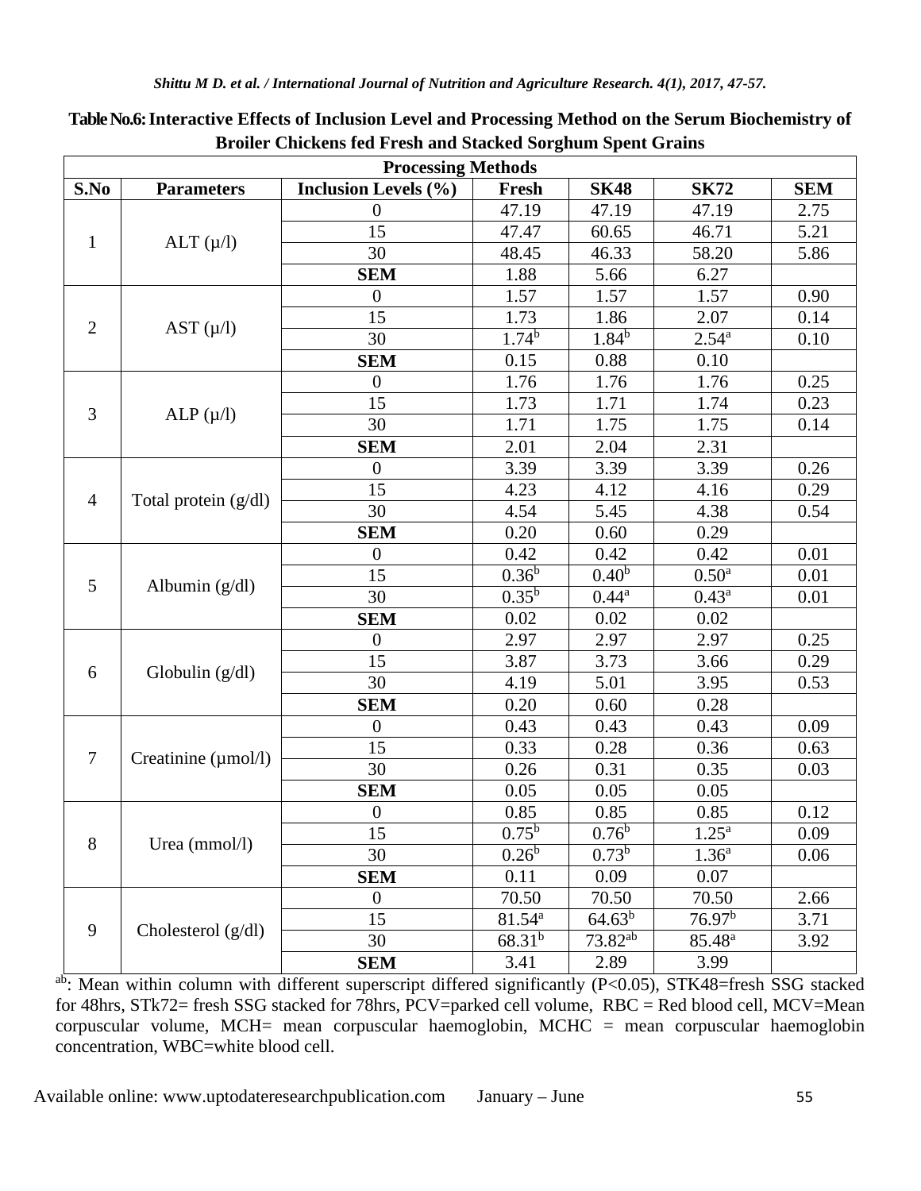**Table No.6: Interactive Effects of Inclusion Level and Processing Method on the Serum Biochemistry of Broiler Chickens fed Fresh and Stacked Sorghum Spent Grains**

| | | | Processing Methods | | | |
|---|---|---|---|---|---|---|
| **S.No** | **Parameters** | **Inclusion Levels (%)** | **Fresh** | **SK48** | **SK72** | **SEM** |
| 1 | ALT (μ/l) | 0 | 47.19 | 47.19 | 47.19 | 2.75 |
| | | 15 | 47.47 | 60.65 | 46.71 | 5.21 |
| | | 30 | 48.45 | 46.33 | 58.20 | 5.86 |
| | | **SEM** | 1.88 | 5.66 | 6.27 | |
| 2 | AST (μ/l) | 0 | 1.57 | 1.57 | 1.57 | 0.90 |
| | | 15 | 1.73 | 1.86 | 2.07 | 0.14 |
| | | 30 | $1.74^{b}$ | $1.84^{b}$ | $2.54^{a}$ | 0.10 |
| | | **SEM** | 0.15 | 0.88 | 0.10 | |
| 3 | ALP (μ/l) | 0 | 1.76 | 1.76 | 1.76 | 0.25 |
| | | 15 | 1.73 | 1.71 | 1.74 | 0.23 |
| | | 30 | 1.71 | 1.75 | 1.75 | 0.14 |
| | | **SEM** | 2.01 | 2.04 | 2.31 | |
| 4 | Total protein (g/dl) | 0 | 3.39 | 3.39 | 3.39 | 0.26 |
| | | 15 | 4.23 | 4.12 | 4.16 | 0.29 |
| | | 30 | 4.54 | 5.45 | 4.38 | 0.54 |
| | | **SEM** | 0.20 | 0.60 | 0.29 | |
| 5 | Albumin (g/dl) | 0 | 0.42 | 0.42 | 0.42 | 0.01 |
| | | 15 | $0.36^{b}$ | $0.40^{b}$ | $0.50^{a}$ | 0.01 |
| | | 30 | $0.35^{b}$ | $0.44^{a}$ | $0.43^{a}$ | 0.01 |
| | | **SEM** | 0.02 | 0.02 | 0.02 | |
| 6 | Globulin (g/dl) | 0 | 2.97 | 2.97 | 2.97 | 0.25 |
| | | 15 | 3.87 | 3.73 | 3.66 | 0.29 |
| | | 30 | 4.19 | 5.01 | 3.95 | 0.53 |
| | | **SEM** | 0.20 | 0.60 | 0.28 | |
| 7 | Creatinine (μmol/l) | 0 | 0.43 | 0.43 | 0.43 | 0.09 |
| | | 15 | 0.33 | 0.28 | 0.36 | 0.63 |
| | | 30 | 0.26 | 0.31 | 0.35 | 0.03 |
| | | **SEM** | 0.05 | 0.05 | 0.05 | |
| 8 | Urea (mmol/l) | 0 | 0.85 | 0.85 | 0.85 | 0.12 |
| | | 15 | $0.75^{b}$ | $0.76^{b}$ | $1.25^{a}$ | 0.09 |
| | | 30 | $0.26^{b}$ | $0.73^{b}$ | $1.36^{a}$ | 0.06 |
| | | **SEM** | 0.11 | 0.09 | 0.07 | |
| 9 | Cholesterol (g/dl) | 0 | 70.50 | 70.50 | 70.50 | 2.66 |
| | | 15 | $81.54^{a}$ | $64.63^{b}$ | $76.97^{b}$ | 3.71 |
| | | 30 | $68.31^{b}$ | $73.82^{ab}$ | $85.48^{a}$ | 3.92 |
| | | **SEM** | 3.41 | 2.89 | 3.99 | |

[ab]: Mean within column with different superscript differed significantly ($P<0.05$), STK48=fresh SSG stacked for 48hrs, STk72= fresh SSG stacked for 78hrs, PCV=parked cell volume, RBC = Red blood cell, MCV=Mean corpuscular volume, MCH= mean corpuscular haemoglobin, MCHC = mean corpuscular haemoglobin concentration, WBC=white blood cell.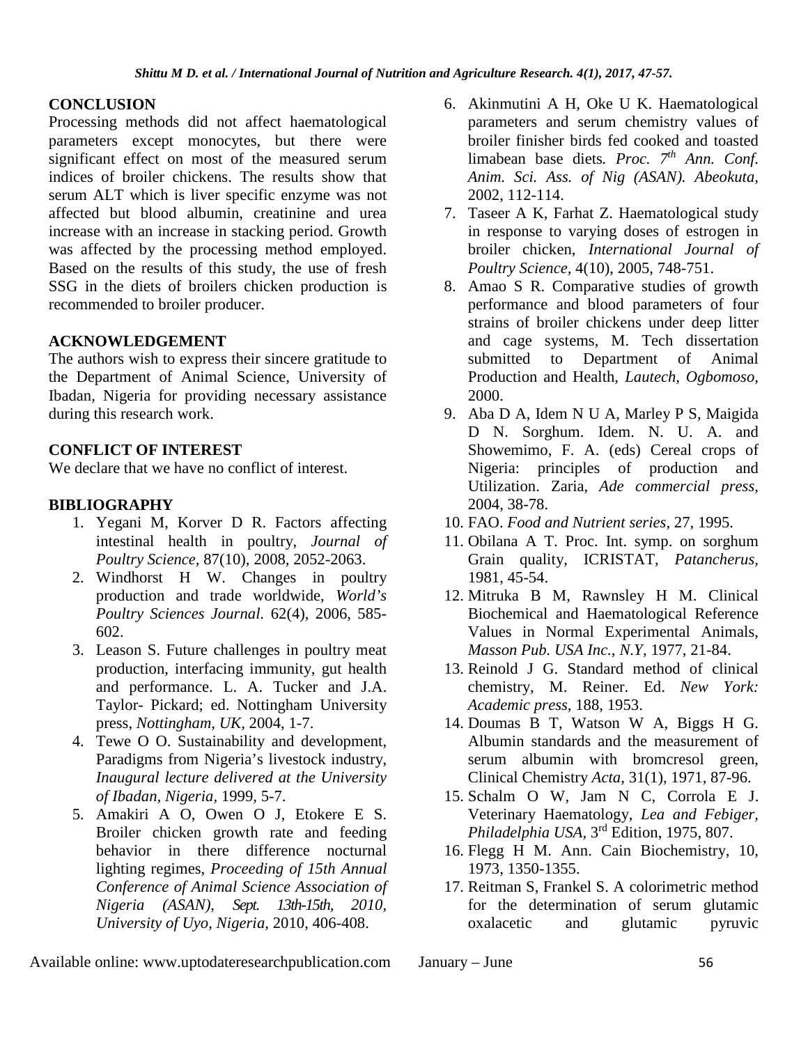## CONCLUSION

Processing methods did not affect haematological parameters except monocytes, but there were significant effect on most of the measured serum indices of broiler chickens. The results show that serum ALT which is liver specific enzyme was not affected but blood albumin, creatinine and urea increase with an increase in stacking period. Growth was affected by the processing method employed. Based on the results of this study, the use of fresh SSG in the diets of broilers chicken production is recommended to broiler producer.

## ACKNOWLEDGEMENT

The authors wish to express their sincere gratitude to the Department of Animal Science, University of Ibadan, Nigeria for providing necessary assistance during this research work.

## CONFLICT OF INTEREST

We declare that we have no conflict of interest.

## BIBLIOGRAPHY

1. Yegani M, Korver D R. Factors affecting intestinal health in poultry, *Journal of Poultry Science*, 87(10), 2008, 2052-2063.
2. Windhorst H W. Changes in poultry production and trade worldwide, *World's Poultry Sciences Journal*. 62(4), 2006, 585-602.
3. Leason S. Future challenges in poultry meat production, interfacing immunity, gut health and performance. L. A. Tucker and J.A. Taylor- Pickard; ed. Nottingham University press, *Nottingham, UK*, 2004, 1-7.
4. Tewe O O. Sustainability and development, Paradigms from Nigeria's livestock industry, *Inaugural lecture delivered at the University of Ibadan, Nigeria*, 1999, 5-7.
5. Amakiri A O, Owen O J, Etokere E S. Broiler chicken growth rate and feeding behavior in there difference nocturnal lighting regimes, *Proceeding of 15th Annual Conference of Animal Science Association of Nigeria (ASAN), Sept. 13th-15th, 2010, University of Uyo, Nigeria*, 2010, 406-408.
6. Akinmutini A H, Oke U K. Haematological parameters and serum chemistry values of broiler finisher birds fed cooked and toasted limabean base diets*. Proc. 7th Ann. Conf. Anim. Sci. Ass. of Nig (ASAN). Abeokuta,* 2002, 112-114.
7. Taseer A K, Farhat Z. Haematological study in response to varying doses of estrogen in broiler chicken, *International Journal of Poultry Science*, 4(10), 2005, 748-751.
8. Amao S R. Comparative studies of growth performance and blood parameters of four strains of broiler chickens under deep litter and cage systems, M. Tech dissertation submitted to Department of Animal Production and Health, *Lautech, Ogbomoso*, 2000.
9. Aba D A, Idem N U A, Marley P S, Maigida D N. Sorghum. Idem. N. U. A. and Showemimo, F. A. (eds) Cereal crops of Nigeria: principles of production and Utilization. Zaria, *Ade commercial press*, 2004, 38-78.
10. FAO. *Food and Nutrient series*, 27, 1995.
11. Obilana A T. Proc. Int. symp. on sorghum Grain quality, ICRISTAT, *Patancherus*, 1981, 45-54.
12. Mitruka B M, Rawnsley H M. Clinical Biochemical and Haematological Reference Values in Normal Experimental Animals, *Masson Pub. USA Inc., N.Y*, 1977, 21-84.
13. Reinold J G. Standard method of clinical chemistry, M. Reiner. Ed. *New York: Academic press*, 188, 1953.
14. Doumas B T, Watson W A, Biggs H G. Albumin standards and the measurement of serum albumin with bromcresol green, Clinical Chemistry *Acta*, 31(1), 1971, 87-96.
15. Schalm O W, Jam N C, Corrola E J. Veterinary Haematology, *Lea and Febiger, Philadelphia USA*, 3rd Edition, 1975, 807.
16. Flegg H M. Ann. Cain Biochemistry, 10, 1973, 1350-1355.
17. Reitman S, Frankel S. A colorimetric method for the determination of serum glutamic oxalacetic and glutamic pyruvic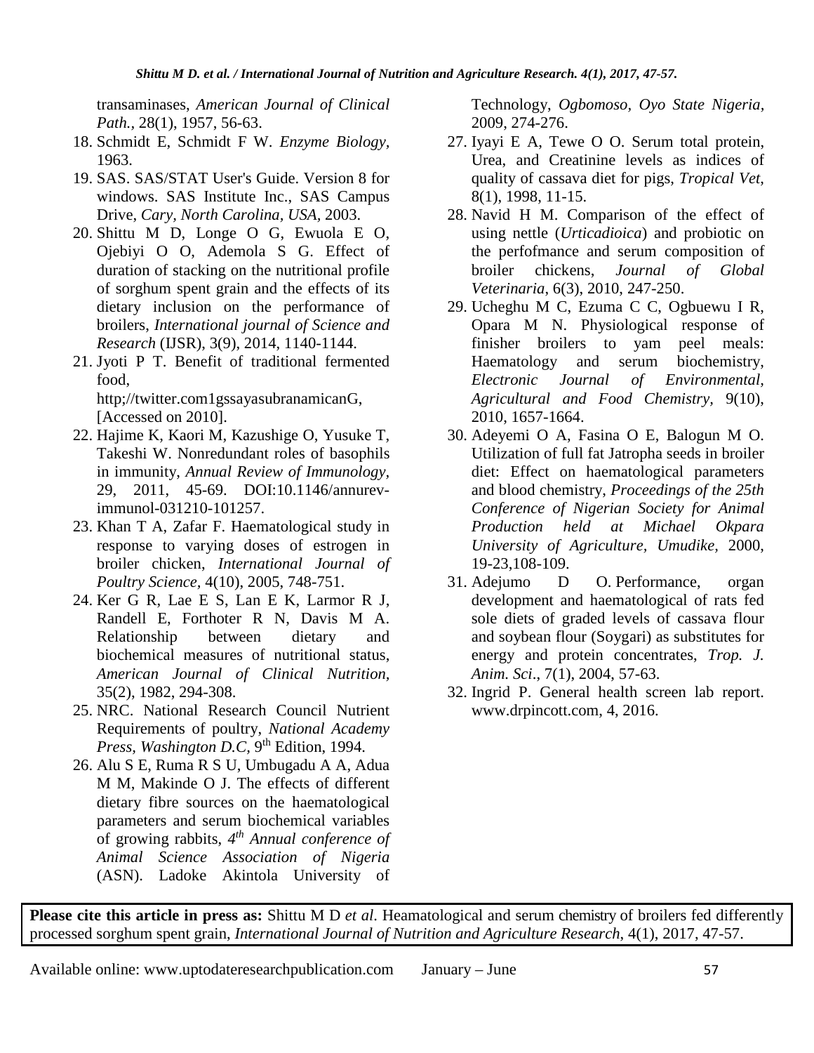transaminases, *American Journal of Clinical Path.*, 28(1), 1957, 56-63.

18. Schmidt E, Schmidt F W. *Enzyme Biology*, 1963.
19. SAS. SAS/STAT User's Guide. Version 8 for windows. SAS Institute Inc., SAS Campus Drive, *Cary, North Carolina, USA*, 2003.
20. Shittu M D, Longe O G, Ewuola E O, Ojebiyi O O, Ademola S G. Effect of duration of stacking on the nutritional profile of sorghum spent grain and the effects of its dietary inclusion on the performance of broilers, *International journal of Science and Research* (IJSR), 3(9), 2014, 1140-1144.
21. Jyoti P T. Benefit of traditional fermented food, http;//twitter.com1gssayasubranamicanG, [Accessed on 2010].
22. Hajime K, Kaori M, Kazushige O, Yusuke T, Takeshi W. Nonredundant roles of basophils in immunity, *Annual Review of Immunology*, 29, 2011, 45-69. DOI:10.1146/annurev-immunol-031210-101257.
23. Khan T A, Zafar F. Haematological study in response to varying doses of estrogen in broiler chicken, *International Journal of Poultry Science*, 4(10), 2005, 748-751.
24. Ker G R, Lae E S, Lan E K, Larmor R J, Randell E, Forthoter R N, Davis M A. Relationship between dietary and biochemical measures of nutritional status, *American Journal of Clinical Nutrition*, 35(2), 1982, 294-308.
25. NRC. National Research Council Nutrient Requirements of poultry, *National Academy Press, Washington D.C*, 9th Edition, 1994.
26. Alu S E, Ruma R S U, Umbugadu A A, Adua M M, Makinde O J. The effects of different dietary fibre sources on the haematological parameters and serum biochemical variables of growing rabbits, *4th Annual conference of Animal Science Association of Nigeria* (ASN). Ladoke Akintola University of Technology, *Ogbomoso, Oyo State Nigeria*, 2009, 274-276.
27. Iyayi E A, Tewe O O. Serum total protein, Urea, and Creatinine levels as indices of quality of cassava diet for pigs, *Tropical Vet*, 8(1), 1998, 11-15.
28. Navid H M. Comparison of the effect of using nettle (*Urticadioica*) and probiotic on the perfofmance and serum composition of broiler chickens, *Journal of Global Veterinaria*, 6(3), 2010, 247-250.
29. Ucheghu M C, Ezuma C C, Ogbuewu I R, Opara M N. Physiological response of finisher broilers to yam peel meals: Haematology and serum biochemistry, *Electronic Journal of Environmental, Agricultural and Food Chemistry*, 9(10), 2010, 1657-1664.
30. Adeyemi O A, Fasina O E, Balogun M O. Utilization of full fat Jatropha seeds in broiler diet: Effect on haematological parameters and blood chemistry, *Proceedings of the 25th Conference of Nigerian Society for Animal Production held at Michael Okpara University of Agriculture, Umudike*, 2000, 19-23,108-109.
31. Adejumo D O. Performance, organ development and haematological of rats fed sole diets of graded levels of cassava flour and soybean flour (Soygari) as substitutes for energy and protein concentrates, *Trop. J. Anim. Sci*., 7(1), 2004, 57-63.
32. Ingrid P. General health screen lab report. www.drpincott.com, 4, 2016.

**Please cite this article in press as:** Shittu M D *et al*. Heamatological and serum chemistry of broilers fed differently processed sorghum spent grain, *International Journal of Nutrition and Agriculture Research*, 4(1), 2017, 47-57.